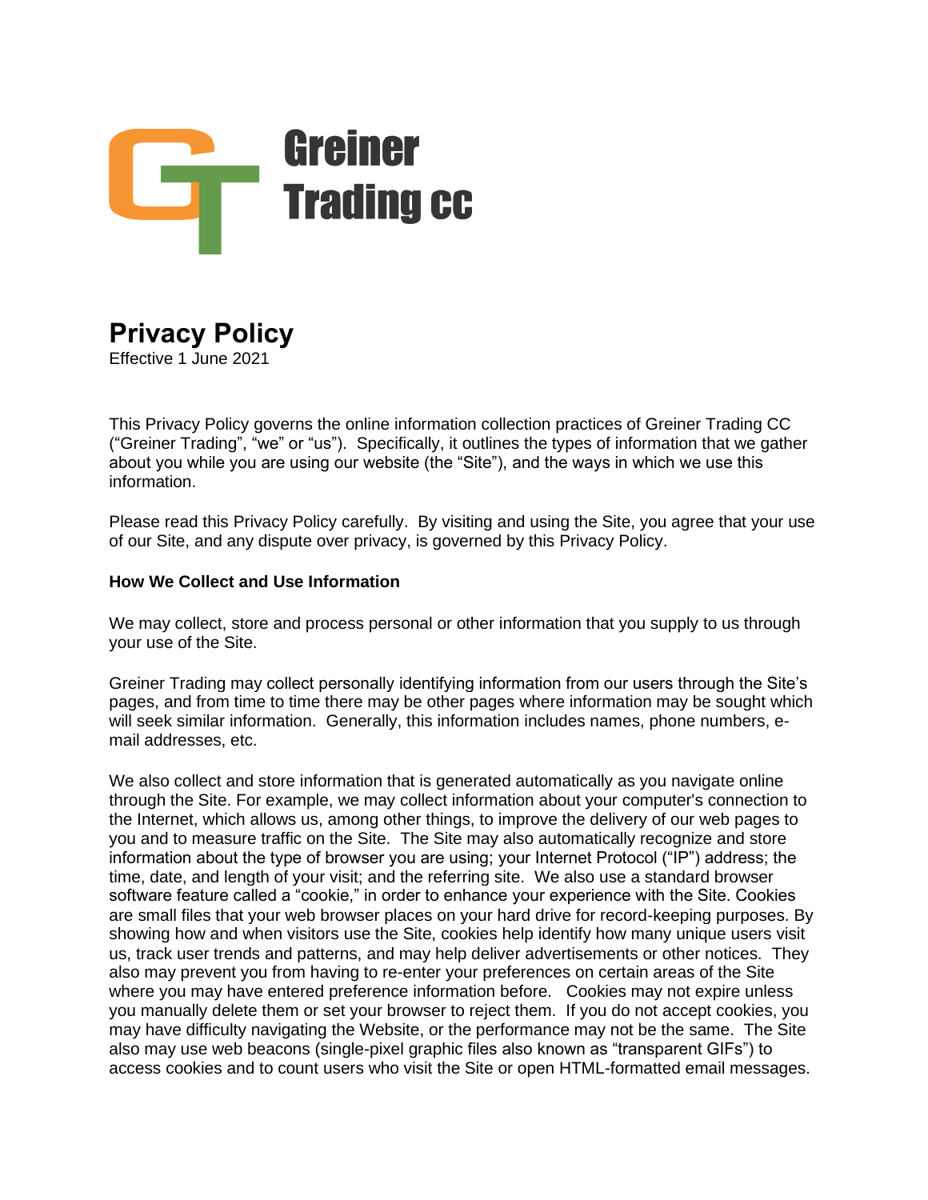Greiner Trading cc

# Privacy Policy

Effective 1 June 2021

This Privacy Policy governs the online information collection practices of Greiner Trading CC ("Greiner Trading", "we" or "us"). Specifically, it outlines the types of information that we gather about you while you are using our website (the "Site"), and the ways in which we use this information.

Please read this Privacy Policy carefully. By visiting and using the Site, you agree that your use of our Site, and any dispute over privacy, is governed by this Privacy Policy.

**How We Collect and Use Information**

We may collect, store and process personal or other information that you supply to us through your use of the Site.

Greiner Trading may collect personally identifying information from our users through the Site's pages, and from time to time there may be other pages where information may be sought which will seek similar information. Generally, this information includes names, phone numbers, e-mail addresses, etc.

We also collect and store information that is generated automatically as you navigate online through the Site. For example, we may collect information about your computer's connection to the Internet, which allows us, among other things, to improve the delivery of our web pages to you and to measure traffic on the Site. The Site may also automatically recognize and store information about the type of browser you are using; your Internet Protocol ("IP") address; the time, date, and length of your visit; and the referring site. We also use a standard browser software feature called a "cookie," in order to enhance your experience with the Site. Cookies are small files that your web browser places on your hard drive for record-keeping purposes. By showing how and when visitors use the Site, cookies help identify how many unique users visit us, track user trends and patterns, and may help deliver advertisements or other notices. They also may prevent you from having to re-enter your preferences on certain areas of the Site where you may have entered preference information before. Cookies may not expire unless you manually delete them or set your browser to reject them. If you do not accept cookies, you may have difficulty navigating the Website, or the performance may not be the same. The Site also may use web beacons (single-pixel graphic files also known as "transparent GIFs") to access cookies and to count users who visit the Site or open HTML-formatted email messages.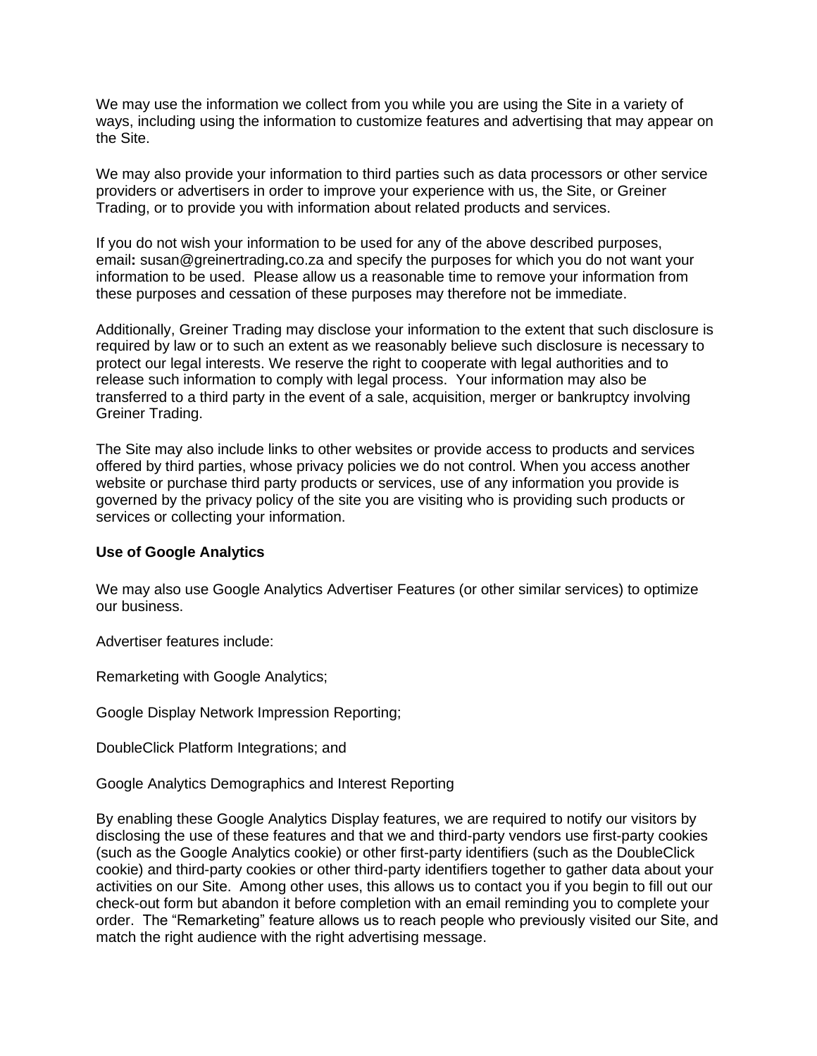We may use the information we collect from you while you are using the Site in a variety of ways, including using the information to customize features and advertising that may appear on the Site.

We may also provide your information to third parties such as data processors or other service providers or advertisers in order to improve your experience with us, the Site, or Greiner Trading, or to provide you with information about related products and services.

If you do not wish your information to be used for any of the above described purposes, email**:** susan@greinertrading**.**co.za and specify the purposes for which you do not want your information to be used. Please allow us a reasonable time to remove your information from these purposes and cessation of these purposes may therefore not be immediate.

Additionally, Greiner Trading may disclose your information to the extent that such disclosure is required by law or to such an extent as we reasonably believe such disclosure is necessary to protect our legal interests. We reserve the right to cooperate with legal authorities and to release such information to comply with legal process. Your information may also be transferred to a third party in the event of a sale, acquisition, merger or bankruptcy involving Greiner Trading.

The Site may also include links to other websites or provide access to products and services offered by third parties, whose privacy policies we do not control. When you access another website or purchase third party products or services, use of any information you provide is governed by the privacy policy of the site you are visiting who is providing such products or services or collecting your information.

**Use of Google Analytics**

We may also use Google Analytics Advertiser Features (or other similar services) to optimize our business.

Advertiser features include:

Remarketing with Google Analytics;

Google Display Network Impression Reporting;

DoubleClick Platform Integrations; and

Google Analytics Demographics and Interest Reporting

By enabling these Google Analytics Display features, we are required to notify our visitors by disclosing the use of these features and that we and third-party vendors use first-party cookies (such as the Google Analytics cookie) or other first-party identifiers (such as the DoubleClick cookie) and third-party cookies or other third-party identifiers together to gather data about your activities on our Site. Among other uses, this allows us to contact you if you begin to fill out our check-out form but abandon it before completion with an email reminding you to complete your order. The "Remarketing" feature allows us to reach people who previously visited our Site, and match the right audience with the right advertising message.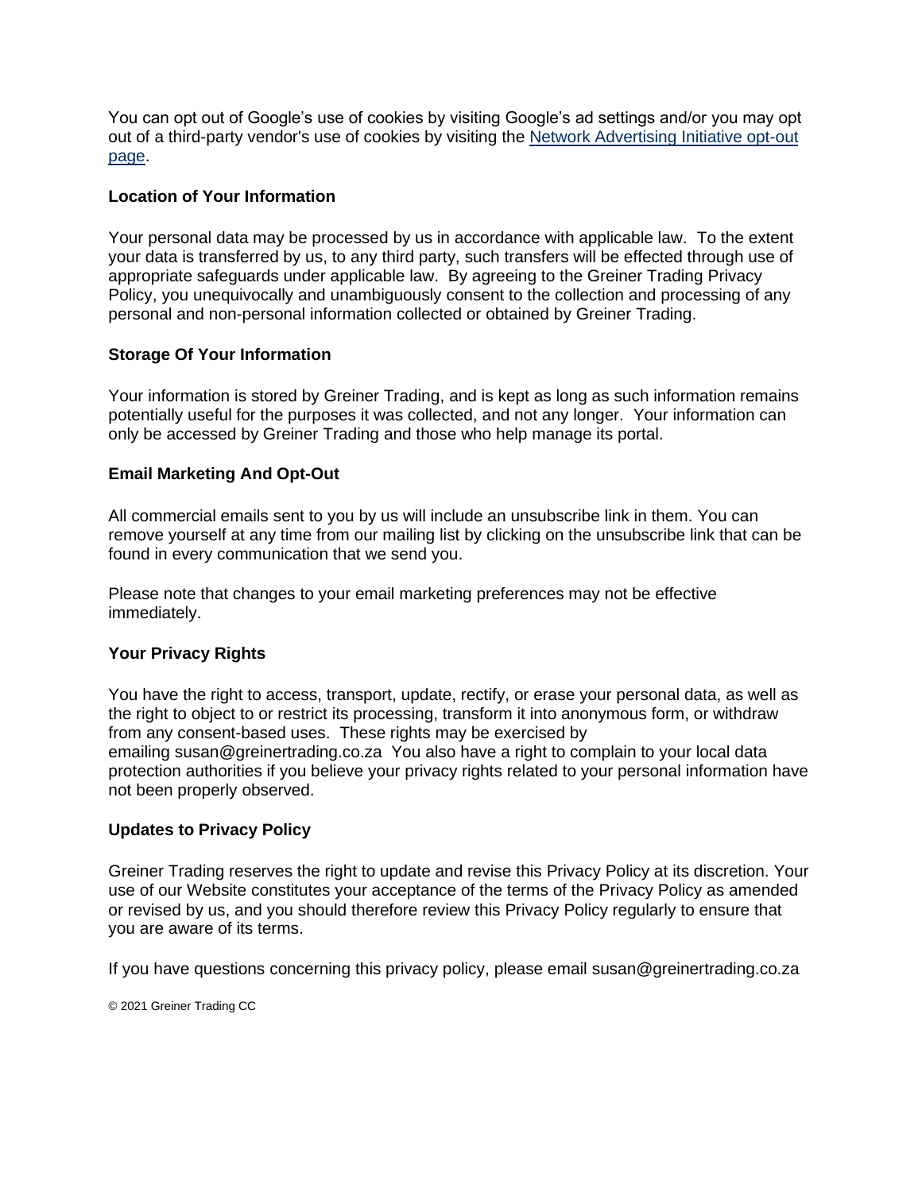You can opt out of Google's use of cookies by visiting Google's ad settings and/or you may opt out of a third-party vendor's use of cookies by visiting the [Network Advertising Initiative opt-out page](#).

**Location of Your Information**

Your personal data may be processed by us in accordance with applicable law. To the extent your data is transferred by us, to any third party, such transfers will be effected through use of appropriate safeguards under applicable law. By agreeing to the Greiner Trading Privacy Policy, you unequivocally and unambiguously consent to the collection and processing of any personal and non-personal information collected or obtained by Greiner Trading.

**Storage Of Your Information**

Your information is stored by Greiner Trading, and is kept as long as such information remains potentially useful for the purposes it was collected, and not any longer. Your information can only be accessed by Greiner Trading and those who help manage its portal.

**Email Marketing And Opt-Out**

All commercial emails sent to you by us will include an unsubscribe link in them. You can remove yourself at any time from our mailing list by clicking on the unsubscribe link that can be found in every communication that we send you.

Please note that changes to your email marketing preferences may not be effective immediately.

**Your Privacy Rights**

You have the right to access, transport, update, rectify, or erase your personal data, as well as the right to object to or restrict its processing, transform it into anonymous form, or withdraw from any consent-based uses. These rights may be exercised by emailing susan@greinertrading.co.za You also have a right to complain to your local data protection authorities if you believe your privacy rights related to your personal information have not been properly observed.

**Updates to Privacy Policy**

Greiner Trading reserves the right to update and revise this Privacy Policy at its discretion. Your use of our Website constitutes your acceptance of the terms of the Privacy Policy as amended or revised by us, and you should therefore review this Privacy Policy regularly to ensure that you are aware of its terms.

If you have questions concerning this privacy policy, please email susan@greinertrading.co.za

© 2021 Greiner Trading CC